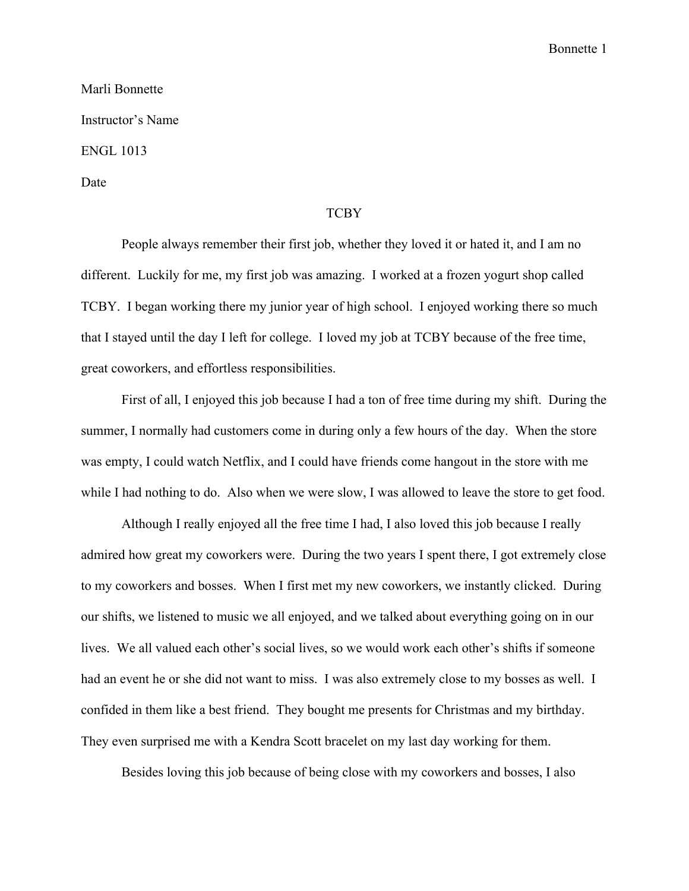Marli Bonnette

Instructor's Name

ENGL 1013

Date

# TCBY

People always remember their first job, whether they loved it or hated it, and I am no different. Luckily for me, my first job was amazing. I worked at a frozen yogurt shop called TCBY. I began working there my junior year of high school. I enjoyed working there so much that I stayed until the day I left for college. I loved my job at TCBY because of the free time, great coworkers, and effortless responsibilities.

First of all, I enjoyed this job because I had a ton of free time during my shift. During the summer, I normally had customers come in during only a few hours of the day. When the store was empty, I could watch Netflix, and I could have friends come hangout in the store with me while I had nothing to do. Also when we were slow, I was allowed to leave the store to get food.

Although I really enjoyed all the free time I had, I also loved this job because I really admired how great my coworkers were. During the two years I spent there, I got extremely close to my coworkers and bosses. When I first met my new coworkers, we instantly clicked. During our shifts, we listened to music we all enjoyed, and we talked about everything going on in our lives. We all valued each other's social lives, so we would work each other's shifts if someone had an event he or she did not want to miss. I was also extremely close to my bosses as well. I confided in them like a best friend. They bought me presents for Christmas and my birthday. They even surprised me with a Kendra Scott bracelet on my last day working for them.

Besides loving this job because of being close with my coworkers and bosses, I also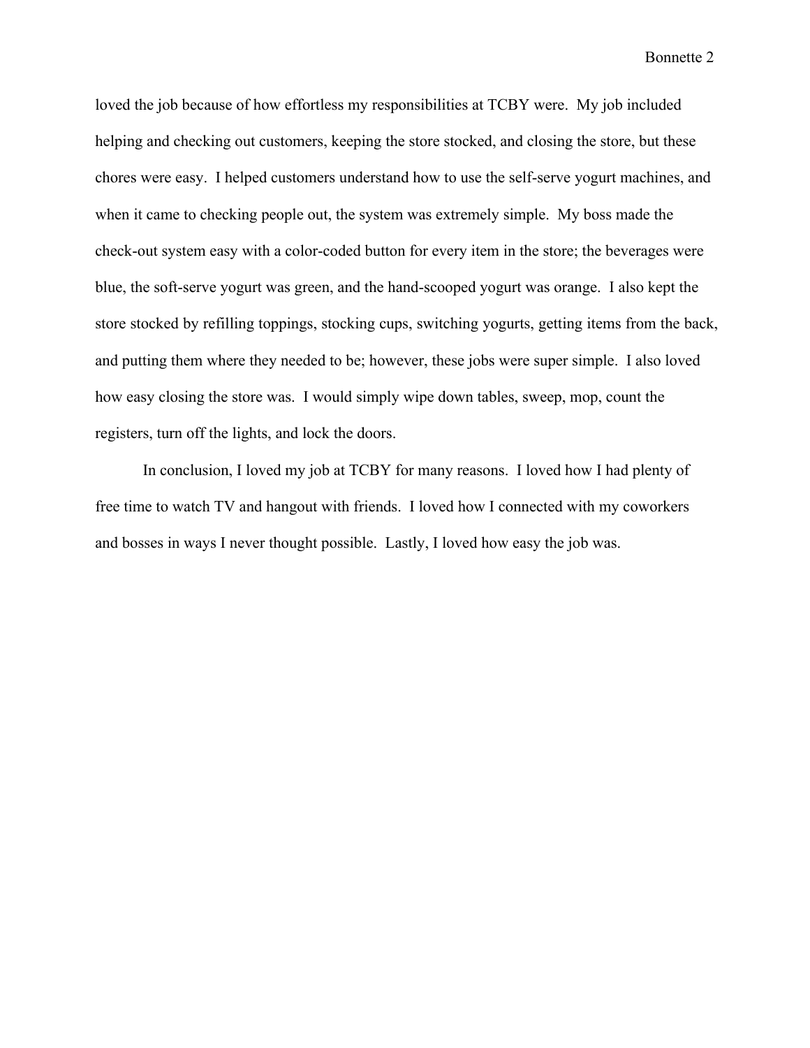loved the job because of how effortless my responsibilities at TCBY were. My job included helping and checking out customers, keeping the store stocked, and closing the store, but these chores were easy. I helped customers understand how to use the self-serve yogurt machines, and when it came to checking people out, the system was extremely simple. My boss made the check-out system easy with a color-coded button for every item in the store; the beverages were blue, the soft-serve yogurt was green, and the hand-scooped yogurt was orange. I also kept the store stocked by refilling toppings, stocking cups, switching yogurts, getting items from the back, and putting them where they needed to be; however, these jobs were super simple. I also loved how easy closing the store was. I would simply wipe down tables, sweep, mop, count the registers, turn off the lights, and lock the doors.

In conclusion, I loved my job at TCBY for many reasons. I loved how I had plenty of free time to watch TV and hangout with friends. I loved how I connected with my coworkers and bosses in ways I never thought possible. Lastly, I loved how easy the job was.